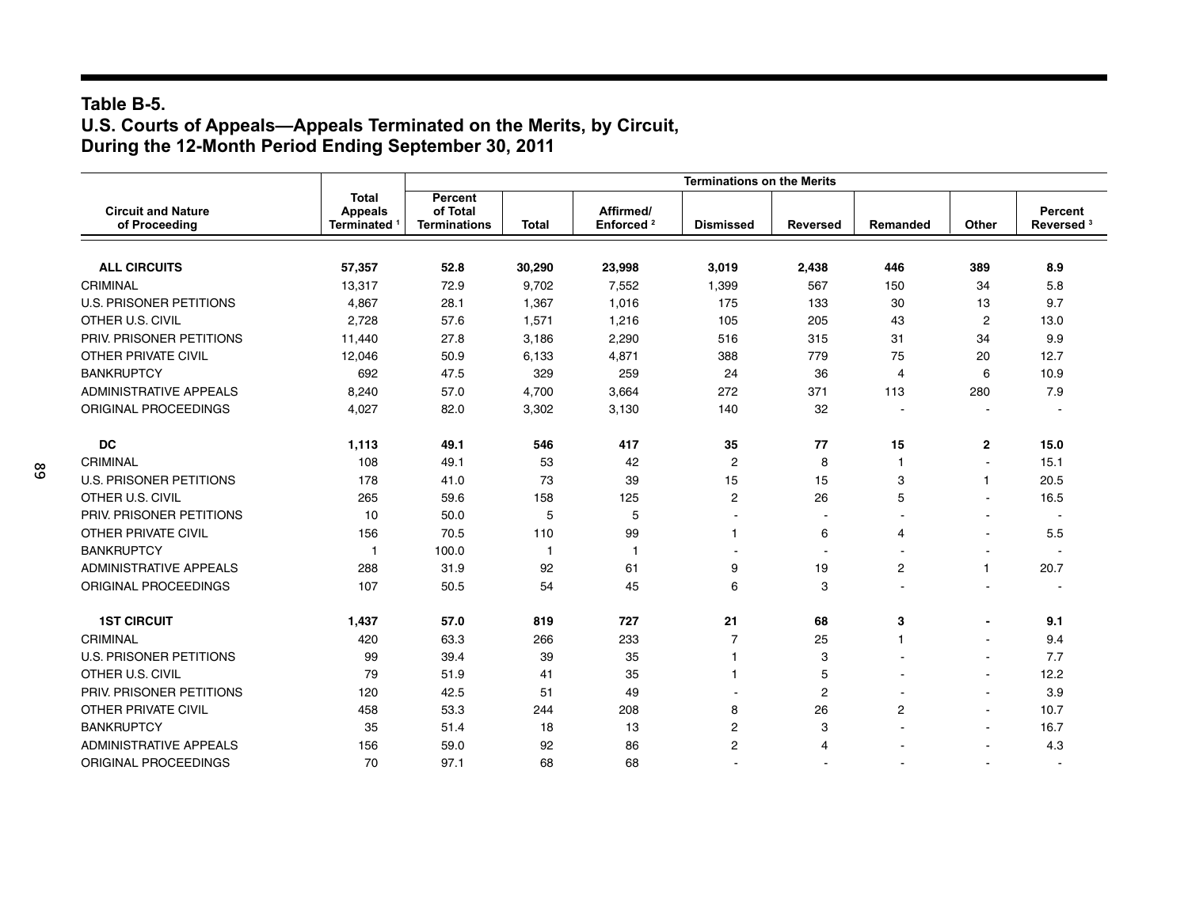## Table B-5.
## U.S. Courts of Appeals—Appeals Terminated on the Merits, by Circuit, During the 12-Month Period Ending September 30, 2011

| Circuit and Nature of Proceeding | Total Appeals Terminated [1] | Terminations on the Merits | | | | | | | |
|---|---|---|---|---|---|---|---|---|---|
| | | Percent of Total Terminations | Total | Affirmed/ Enforced [2] | Dismissed | Reversed | Remanded | Other | Percent Reversed [3] |
| **ALL CIRCUITS** | **57,357** | **52.8** | **30,290** | **23,998** | **3,019** | **2,438** | **446** | **389** | **8.9** |
| CRIMINAL | 13,317 | 72.9 | 9,702 | 7,552 | 1,399 | 567 | 150 | 34 | 5.8 |
| U.S. PRISONER PETITIONS | 4,867 | 28.1 | 1,367 | 1,016 | 175 | 133 | 30 | 13 | 9.7 |
| OTHER U.S. CIVIL | 2,728 | 57.6 | 1,571 | 1,216 | 105 | 205 | 43 | 2 | 13.0 |
| PRIV. PRISONER PETITIONS | 11,440 | 27.8 | 3,186 | 2,290 | 516 | 315 | 31 | 34 | 9.9 |
| OTHER PRIVATE CIVIL | 12,046 | 50.9 | 6,133 | 4,871 | 388 | 779 | 75 | 20 | 12.7 |
| BANKRUPTCY | 692 | 47.5 | 329 | 259 | 24 | 36 | 4 | 6 | 10.9 |
| ADMINISTRATIVE APPEALS | 8,240 | 57.0 | 4,700 | 3,664 | 272 | 371 | 113 | 280 | 7.9 |
| ORIGINAL PROCEEDINGS | 4,027 | 82.0 | 3,302 | 3,130 | 140 | 32 | - | - | - |
| **DC** | **1,113** | **49.1** | **546** | **417** | **35** | **77** | **15** | **2** | **15.0** |
| CRIMINAL | 108 | 49.1 | 53 | 42 | 2 | 8 | 1 | - | 15.1 |
| U.S. PRISONER PETITIONS | 178 | 41.0 | 73 | 39 | 15 | 15 | 3 | 1 | 20.5 |
| OTHER U.S. CIVIL | 265 | 59.6 | 158 | 125 | 2 | 26 | 5 | - | 16.5 |
| PRIV. PRISONER PETITIONS | 10 | 50.0 | 5 | 5 | - | - | - | - | - |
| OTHER PRIVATE CIVIL | 156 | 70.5 | 110 | 99 | 1 | 6 | 4 | - | 5.5 |
| BANKRUPTCY | 1 | 100.0 | 1 | 1 | - | - | - | - | - |
| ADMINISTRATIVE APPEALS | 288 | 31.9 | 92 | 61 | 9 | 19 | 2 | 1 | 20.7 |
| ORIGINAL PROCEEDINGS | 107 | 50.5 | 54 | 45 | 6 | 3 | - | - | - |
| **1ST CIRCUIT** | **1,437** | **57.0** | **819** | **727** | **21** | **68** | **3** | **-** | **9.1** |
| CRIMINAL | 420 | 63.3 | 266 | 233 | 7 | 25 | 1 | - | 9.4 |
| U.S. PRISONER PETITIONS | 99 | 39.4 | 39 | 35 | 1 | 3 | - | - | 7.7 |
| OTHER U.S. CIVIL | 79 | 51.9 | 41 | 35 | 1 | 5 | - | - | 12.2 |
| PRIV. PRISONER PETITIONS | 120 | 42.5 | 51 | 49 | - | 2 | - | - | 3.9 |
| OTHER PRIVATE CIVIL | 458 | 53.3 | 244 | 208 | 8 | 26 | 2 | - | 10.7 |
| BANKRUPTCY | 35 | 51.4 | 18 | 13 | 2 | 3 | - | - | 16.7 |
| ADMINISTRATIVE APPEALS | 156 | 59.0 | 92 | 86 | 2 | 4 | - | - | 4.3 |
| ORIGINAL PROCEEDINGS | 70 | 97.1 | 68 | 68 | - | - | - | - | - |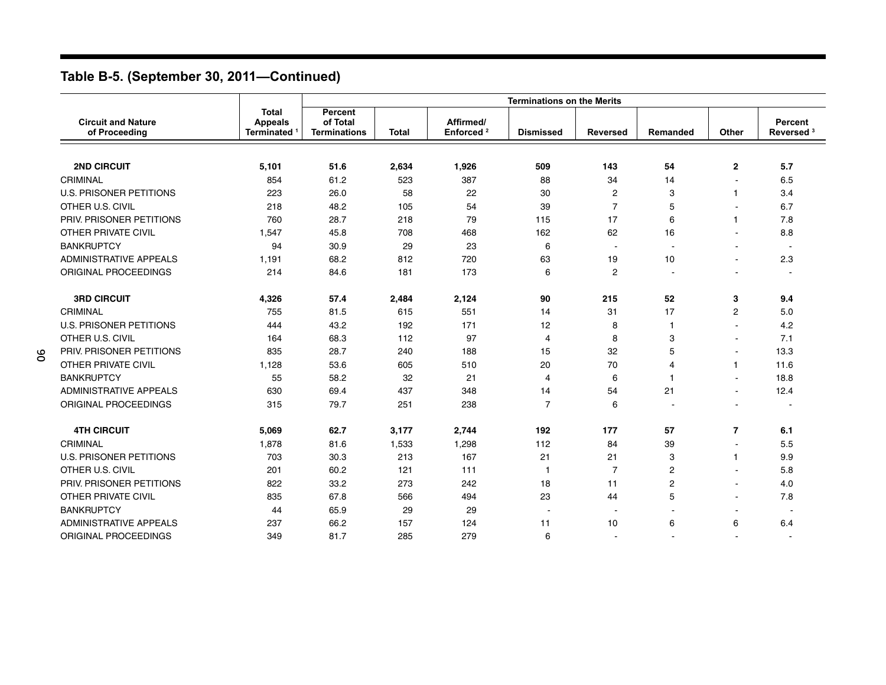## Table B-5. (September 30, 2011—Continued)

| Circuit and Nature of Proceeding | Total Appeals Terminated [1] | Terminations on the Merits | | | | | | | |
|---|---|---|---|---|---|---|---|---|---|
| | | Percent of Total Terminations | Total | Affirmed/ Enforced [2] | Dismissed | Reversed | Remanded | Other | Percent Reversed [3] |
| **2ND CIRCUIT** | **5,101** | **51.6** | **2,634** | **1,926** | **509** | **143** | **54** | **2** | **5.7** |
| CRIMINAL | 854 | 61.2 | 523 | 387 | 88 | 34 | 14 | - | 6.5 |
| U.S. PRISONER PETITIONS | 223 | 26.0 | 58 | 22 | 30 | 2 | 3 | 1 | 3.4 |
| OTHER U.S. CIVIL | 218 | 48.2 | 105 | 54 | 39 | 7 | 5 | - | 6.7 |
| PRIV. PRISONER PETITIONS | 760 | 28.7 | 218 | 79 | 115 | 17 | 6 | 1 | 7.8 |
| OTHER PRIVATE CIVIL | 1,547 | 45.8 | 708 | 468 | 162 | 62 | 16 | - | 8.8 |
| BANKRUPTCY | 94 | 30.9 | 29 | 23 | 6 | - | - | - | - |
| ADMINISTRATIVE APPEALS | 1,191 | 68.2 | 812 | 720 | 63 | 19 | 10 | - | 2.3 |
| ORIGINAL PROCEEDINGS | 214 | 84.6 | 181 | 173 | 6 | 2 | - | - | - |
| **3RD CIRCUIT** | **4,326** | **57.4** | **2,484** | **2,124** | **90** | **215** | **52** | **3** | **9.4** |
| CRIMINAL | 755 | 81.5 | 615 | 551 | 14 | 31 | 17 | 2 | 5.0 |
| U.S. PRISONER PETITIONS | 444 | 43.2 | 192 | 171 | 12 | 8 | 1 | - | 4.2 |
| OTHER U.S. CIVIL | 164 | 68.3 | 112 | 97 | 4 | 8 | 3 | - | 7.1 |
| PRIV. PRISONER PETITIONS | 835 | 28.7 | 240 | 188 | 15 | 32 | 5 | - | 13.3 |
| OTHER PRIVATE CIVIL | 1,128 | 53.6 | 605 | 510 | 20 | 70 | 4 | 1 | 11.6 |
| BANKRUPTCY | 55 | 58.2 | 32 | 21 | 4 | 6 | 1 | - | 18.8 |
| ADMINISTRATIVE APPEALS | 630 | 69.4 | 437 | 348 | 14 | 54 | 21 | - | 12.4 |
| ORIGINAL PROCEEDINGS | 315 | 79.7 | 251 | 238 | 7 | 6 | - | - | - |
| **4TH CIRCUIT** | **5,069** | **62.7** | **3,177** | **2,744** | **192** | **177** | **57** | **7** | **6.1** |
| CRIMINAL | 1,878 | 81.6 | 1,533 | 1,298 | 112 | 84 | 39 | - | 5.5 |
| U.S. PRISONER PETITIONS | 703 | 30.3 | 213 | 167 | 21 | 21 | 3 | 1 | 9.9 |
| OTHER U.S. CIVIL | 201 | 60.2 | 121 | 111 | 1 | 7 | 2 | - | 5.8 |
| PRIV. PRISONER PETITIONS | 822 | 33.2 | 273 | 242 | 18 | 11 | 2 | - | 4.0 |
| OTHER PRIVATE CIVIL | 835 | 67.8 | 566 | 494 | 23 | 44 | 5 | - | 7.8 |
| BANKRUPTCY | 44 | 65.9 | 29 | 29 | - | - | - | - | - |
| ADMINISTRATIVE APPEALS | 237 | 66.2 | 157 | 124 | 11 | 10 | 6 | 6 | 6.4 |
| ORIGINAL PROCEEDINGS | 349 | 81.7 | 285 | 279 | 6 | - | - | - | - |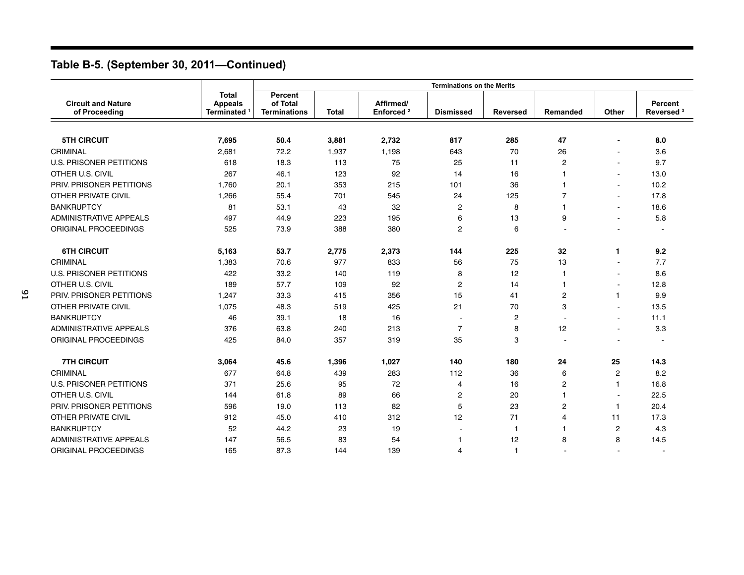## Table B-5. (September 30, 2011—Continued)

| Circuit and Nature of Proceeding | Total Appeals Terminated [1] | Terminations on the Merits | | | | | | | |
|---|---|---|---|---|---|---|---|---|---|
| | | Percent of Total Terminations | Total | Affirmed/ Enforced [2] | Dismissed | Reversed | Remanded | Other | Percent Reversed [3] |
| **5TH CIRCUIT** | **7,695** | **50.4** | **3,881** | **2,732** | **817** | **285** | **47** | **-** | **8.0** |
| CRIMINAL | 2,681 | 72.2 | 1,937 | 1,198 | 643 | 70 | 26 | - | 3.6 |
| U.S. PRISONER PETITIONS | 618 | 18.3 | 113 | 75 | 25 | 11 | 2 | - | 9.7 |
| OTHER U.S. CIVIL | 267 | 46.1 | 123 | 92 | 14 | 16 | 1 | - | 13.0 |
| PRIV. PRISONER PETITIONS | 1,760 | 20.1 | 353 | 215 | 101 | 36 | 1 | - | 10.2 |
| OTHER PRIVATE CIVIL | 1,266 | 55.4 | 701 | 545 | 24 | 125 | 7 | - | 17.8 |
| BANKRUPTCY | 81 | 53.1 | 43 | 32 | 2 | 8 | 1 | - | 18.6 |
| ADMINISTRATIVE APPEALS | 497 | 44.9 | 223 | 195 | 6 | 13 | 9 | - | 5.8 |
| ORIGINAL PROCEEDINGS | 525 | 73.9 | 388 | 380 | 2 | 6 | - | - | - |
| **6TH CIRCUIT** | **5,163** | **53.7** | **2,775** | **2,373** | **144** | **225** | **32** | **1** | **9.2** |
| CRIMINAL | 1,383 | 70.6 | 977 | 833 | 56 | 75 | 13 | - | 7.7 |
| U.S. PRISONER PETITIONS | 422 | 33.2 | 140 | 119 | 8 | 12 | 1 | - | 8.6 |
| OTHER U.S. CIVIL | 189 | 57.7 | 109 | 92 | 2 | 14 | 1 | - | 12.8 |
| PRIV. PRISONER PETITIONS | 1,247 | 33.3 | 415 | 356 | 15 | 41 | 2 | 1 | 9.9 |
| OTHER PRIVATE CIVIL | 1,075 | 48.3 | 519 | 425 | 21 | 70 | 3 | - | 13.5 |
| BANKRUPTCY | 46 | 39.1 | 18 | 16 | - | 2 | - | - | 11.1 |
| ADMINISTRATIVE APPEALS | 376 | 63.8 | 240 | 213 | 7 | 8 | 12 | - | 3.3 |
| ORIGINAL PROCEEDINGS | 425 | 84.0 | 357 | 319 | 35 | 3 | - | - | - |
| **7TH CIRCUIT** | **3,064** | **45.6** | **1,396** | **1,027** | **140** | **180** | **24** | **25** | **14.3** |
| CRIMINAL | 677 | 64.8 | 439 | 283 | 112 | 36 | 6 | 2 | 8.2 |
| U.S. PRISONER PETITIONS | 371 | 25.6 | 95 | 72 | 4 | 16 | 2 | 1 | 16.8 |
| OTHER U.S. CIVIL | 144 | 61.8 | 89 | 66 | 2 | 20 | 1 | - | 22.5 |
| PRIV. PRISONER PETITIONS | 596 | 19.0 | 113 | 82 | 5 | 23 | 2 | 1 | 20.4 |
| OTHER PRIVATE CIVIL | 912 | 45.0 | 410 | 312 | 12 | 71 | 4 | 11 | 17.3 |
| BANKRUPTCY | 52 | 44.2 | 23 | 19 | - | 1 | 1 | 2 | 4.3 |
| ADMINISTRATIVE APPEALS | 147 | 56.5 | 83 | 54 | 1 | 12 | 8 | 8 | 14.5 |
| ORIGINAL PROCEEDINGS | 165 | 87.3 | 144 | 139 | 4 | 1 | - | - | - |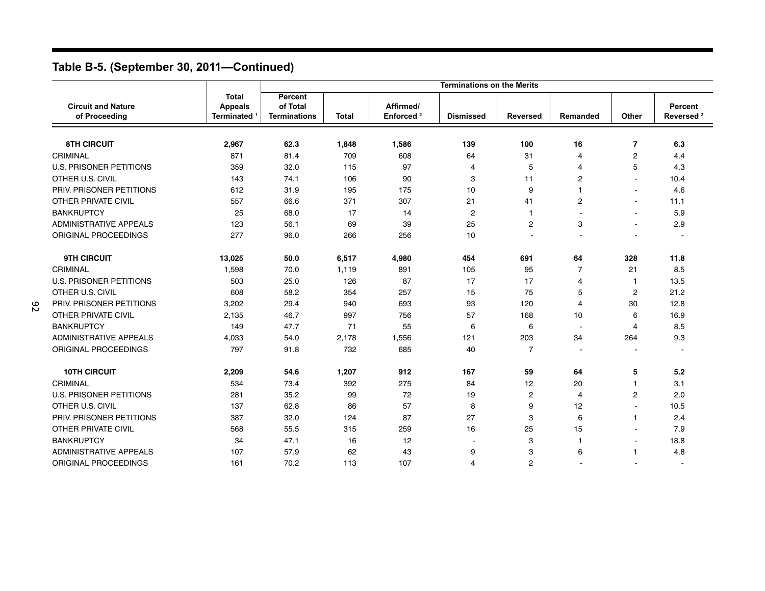## Table B-5. (September 30, 2011—Continued)

| Circuit and Nature of Proceeding | Total Appeals Terminated [1] | Terminations on the Merits | | | | | | | |
|---|---|---|---|---|---|---|---|---|---|
| | | Percent of Total Terminations | Total | Affirmed/ Enforced [2] | Dismissed | Reversed | Remanded | Other | Percent Reversed [3] |
| **8TH CIRCUIT** | **2,967** | **62.3** | **1,848** | **1,586** | **139** | **100** | **16** | **7** | **6.3** |
| CRIMINAL | 871 | 81.4 | 709 | 608 | 64 | 31 | 4 | 2 | 4.4 |
| U.S. PRISONER PETITIONS | 359 | 32.0 | 115 | 97 | 4 | 5 | 4 | 5 | 4.3 |
| OTHER U.S. CIVIL | 143 | 74.1 | 106 | 90 | 3 | 11 | 2 | - | 10.4 |
| PRIV. PRISONER PETITIONS | 612 | 31.9 | 195 | 175 | 10 | 9 | 1 | - | 4.6 |
| OTHER PRIVATE CIVIL | 557 | 66.6 | 371 | 307 | 21 | 41 | 2 | - | 11.1 |
| BANKRUPTCY | 25 | 68.0 | 17 | 14 | 2 | 1 | - | - | 5.9 |
| ADMINISTRATIVE APPEALS | 123 | 56.1 | 69 | 39 | 25 | 2 | 3 | - | 2.9 |
| ORIGINAL PROCEEDINGS | 277 | 96.0 | 266 | 256 | 10 | - | - | - | - |
| **9TH CIRCUIT** | **13,025** | **50.0** | **6,517** | **4,980** | **454** | **691** | **64** | **328** | **11.8** |
| CRIMINAL | 1,598 | 70.0 | 1,119 | 891 | 105 | 95 | 7 | 21 | 8.5 |
| U.S. PRISONER PETITIONS | 503 | 25.0 | 126 | 87 | 17 | 17 | 4 | 1 | 13.5 |
| OTHER U.S. CIVIL | 608 | 58.2 | 354 | 257 | 15 | 75 | 5 | 2 | 21.2 |
| PRIV. PRISONER PETITIONS | 3,202 | 29.4 | 940 | 693 | 93 | 120 | 4 | 30 | 12.8 |
| OTHER PRIVATE CIVIL | 2,135 | 46.7 | 997 | 756 | 57 | 168 | 10 | 6 | 16.9 |
| BANKRUPTCY | 149 | 47.7 | 71 | 55 | 6 | 6 | - | 4 | 8.5 |
| ADMINISTRATIVE APPEALS | 4,033 | 54.0 | 2,178 | 1,556 | 121 | 203 | 34 | 264 | 9.3 |
| ORIGINAL PROCEEDINGS | 797 | 91.8 | 732 | 685 | 40 | 7 | - | - | - |
| **10TH CIRCUIT** | **2,209** | **54.6** | **1,207** | **912** | **167** | **59** | **64** | **5** | **5.2** |
| CRIMINAL | 534 | 73.4 | 392 | 275 | 84 | 12 | 20 | 1 | 3.1 |
| U.S. PRISONER PETITIONS | 281 | 35.2 | 99 | 72 | 19 | 2 | 4 | 2 | 2.0 |
| OTHER U.S. CIVIL | 137 | 62.8 | 86 | 57 | 8 | 9 | 12 | - | 10.5 |
| PRIV. PRISONER PETITIONS | 387 | 32.0 | 124 | 87 | 27 | 3 | 6 | 1 | 2.4 |
| OTHER PRIVATE CIVIL | 568 | 55.5 | 315 | 259 | 16 | 25 | 15 | - | 7.9 |
| BANKRUPTCY | 34 | 47.1 | 16 | 12 | - | 3 | 1 | - | 18.8 |
| ADMINISTRATIVE APPEALS | 107 | 57.9 | 62 | 43 | 9 | 3 | 6 | 1 | 4.8 |
| ORIGINAL PROCEEDINGS | 161 | 70.2 | 113 | 107 | 4 | 2 | - | - | - |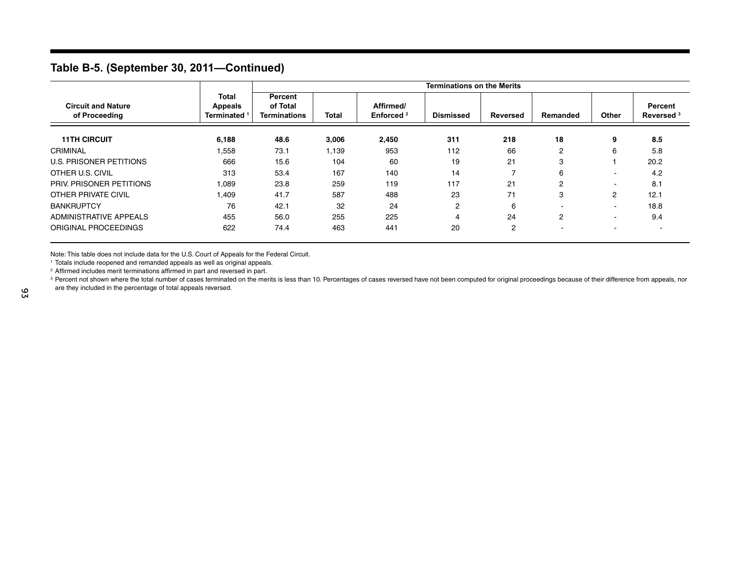## Table B-5. (September 30, 2011—Continued)

| Circuit and Nature of Proceeding | Total Appeals Terminated [1] | Terminations on the Merits | | | | | | | |
|---|---|---|---|---|---|---|---|---|---|
| | | Percent of Total Terminations | Total | Affirmed/ Enforced [2] | Dismissed | Reversed | Remanded | Other | Percent Reversed [3] |
| **11TH CIRCUIT** | **6,188** | **48.6** | **3,006** | **2,450** | **311** | **218** | **18** | **9** | **8.5** |
| CRIMINAL | 1,558 | 73.1 | 1,139 | 953 | 112 | 66 | 2 | 6 | 5.8 |
| U.S. PRISONER PETITIONS | 666 | 15.6 | 104 | 60 | 19 | 21 | 3 | 1 | 20.2 |
| OTHER U.S. CIVIL | 313 | 53.4 | 167 | 140 | 14 | 7 | 6 | - | 4.2 |
| PRIV. PRISONER PETITIONS | 1,089 | 23.8 | 259 | 119 | 117 | 21 | 2 | - | 8.1 |
| OTHER PRIVATE CIVIL | 1,409 | 41.7 | 587 | 488 | 23 | 71 | 3 | 2 | 12.1 |
| BANKRUPTCY | 76 | 42.1 | 32 | 24 | 2 | 6 | - | - | 18.8 |
| ADMINISTRATIVE APPEALS | 455 | 56.0 | 255 | 225 | 4 | 24 | 2 | - | 9.4 |
| ORIGINAL PROCEEDINGS | 622 | 74.4 | 463 | 441 | 20 | 2 | - | - | - |

Note: This table does not include data for the U.S. Court of Appeals for the Federal Circuit.

[1] Totals include reopened and remanded appeals as well as original appeals.

[2] Affirmed includes merit terminations affirmed in part and reversed in part.

[3] Percent not shown where the total number of cases terminated on the merits is less than 10. Percentages of cases reversed have not been computed for original proceedings because of their difference from appeals, nor are they included in the percentage of total appeals reversed.